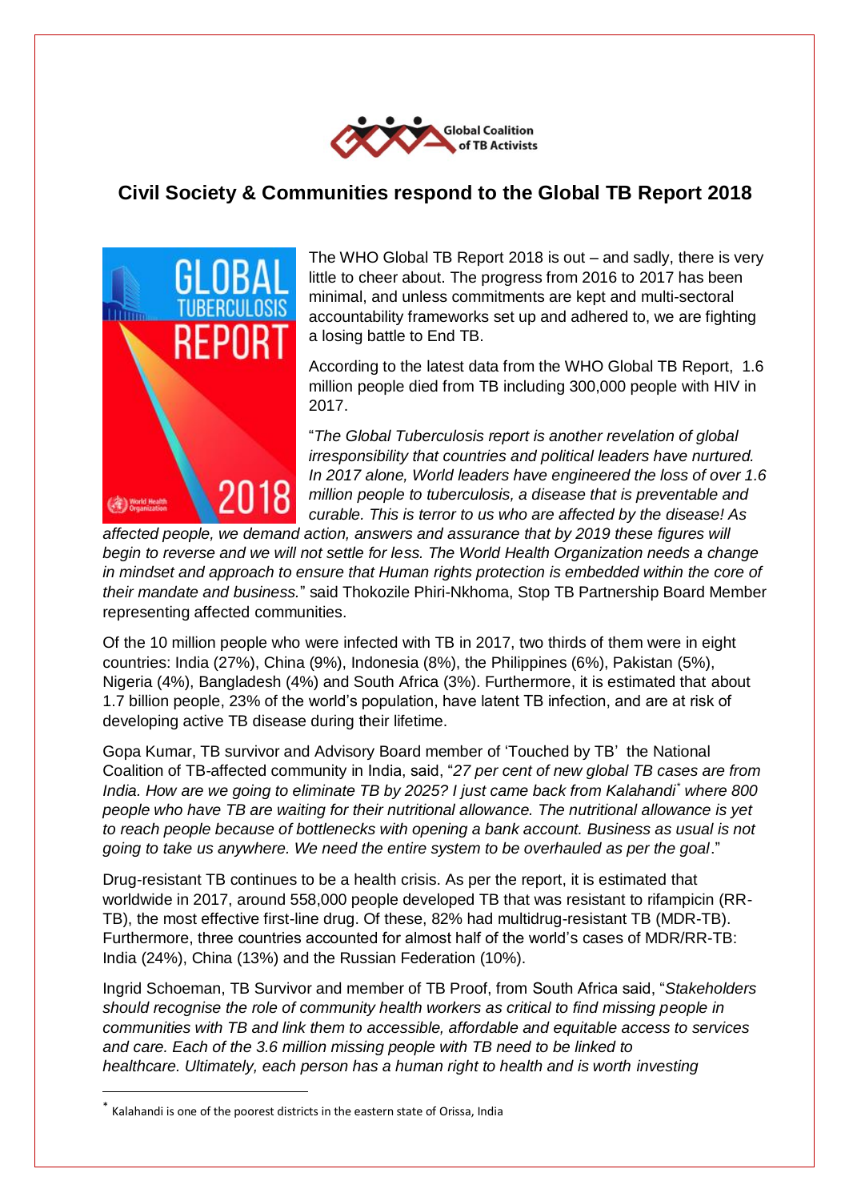# Civil Society & Communities respond to the Global TB Report 2018

The WHO Global TB Report 2018 is out – and sadly, there is very little to cheer about. The progress from 2016 to 2017 has been minimal, and unless commitments are kept and multi-sectoral accountability frameworks set up and adhered to, we are fighting a losing battle to End TB.

According to the latest data from the WHO Global TB Report, 1.6 million people died from TB including 300,000 people with HIV in 2017.

"*The Global Tuberculosis report is another revelation of global irresponsibility that countries and political leaders have nurtured. In 2017 alone, World leaders have engineered the loss of over 1.6 million people to tuberculosis, a disease that is preventable and curable. This is terror to us who are affected by the disease! As affected people, we demand action, answers and assurance that by 2019 these figures will begin to reverse and we will not settle for less. The World Health Organization needs a change in mindset and approach to ensure that Human rights protection is embedded within the core of their mandate and business.*" said Thokozile Phiri-Nkhoma, Stop TB Partnership Board Member representing affected communities.

Of the 10 million people who were infected with TB in 2017, two thirds of them were in eight countries: India (27%), China (9%), Indonesia (8%), the Philippines (6%), Pakistan (5%), Nigeria (4%), Bangladesh (4%) and South Africa (3%). Furthermore, it is estimated that about 1.7 billion people, 23% of the world's population, have latent TB infection, and are at risk of developing active TB disease during their lifetime.

Gopa Kumar, TB survivor and Advisory Board member of 'Touched by TB' the National Coalition of TB-affected community in India, said, "*27 per cent of new global TB cases are from India. How are we going to eliminate TB by 2025? I just came back from Kalahandi\* where 800 people who have TB are waiting for their nutritional allowance. The nutritional allowance is yet to reach people because of bottlenecks with opening a bank account. Business as usual is not going to take us anywhere. We need the entire system to be overhauled as per the goal*."

Drug-resistant TB continues to be a health crisis. As per the report, it is estimated that worldwide in 2017, around 558,000 people developed TB that was resistant to rifampicin (RR-TB), the most effective first-line drug. Of these, 82% had multidrug-resistant TB (MDR-TB). Furthermore, three countries accounted for almost half of the world's cases of MDR/RR-TB: India (24%), China (13%) and the Russian Federation (10%).

Ingrid Schoeman, TB Survivor and member of TB Proof, from South Africa said, "*Stakeholders should recognise the role of community health workers as critical to find missing people in communities with TB and link them to accessible, affordable and equitable access to services and care. Each of the 3.6 million missing people with TB need to be linked to healthcare. Ultimately, each person has a human right to health and is worth investing*

\* Kalahandi is one of the poorest districts in the eastern state of Orissa, India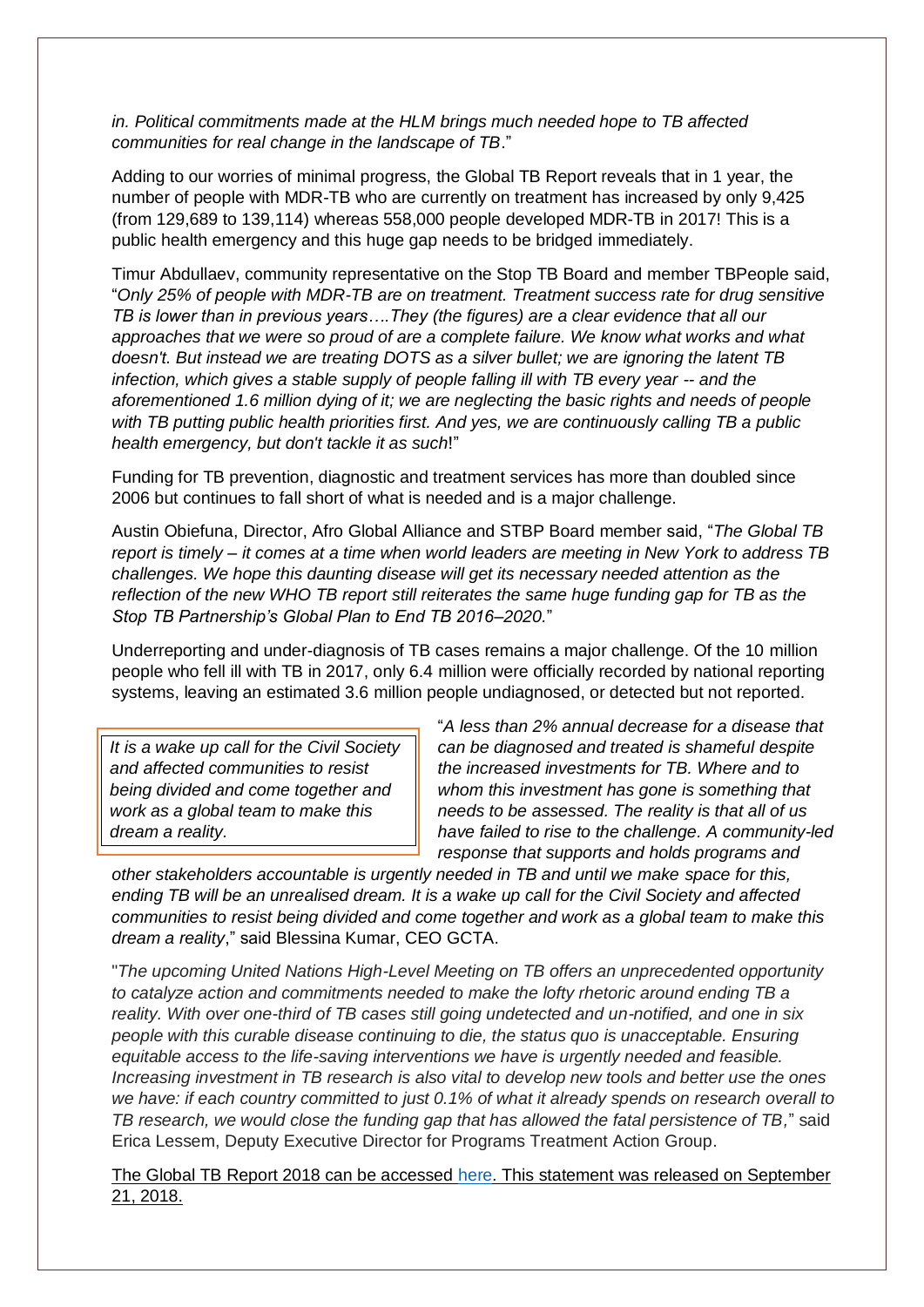*in. Political commitments made at the HLM brings much needed hope to TB affected communities for real change in the landscape of TB*."

Adding to our worries of minimal progress, the Global TB Report reveals that in 1 year, the number of people with MDR-TB who are currently on treatment has increased by only 9,425 (from 129,689 to 139,114) whereas 558,000 people developed MDR-TB in 2017! This is a public health emergency and this huge gap needs to be bridged immediately.

Timur Abdullaev, community representative on the Stop TB Board and member TBPeople said, "*Only 25% of people with MDR-TB are on treatment. Treatment success rate for drug sensitive TB is lower than in previous years….They (the figures) are a clear evidence that all our approaches that we were so proud of are a complete failure. We know what works and what doesn't. But instead we are treating DOTS as a silver bullet; we are ignoring the latent TB infection, which gives a stable supply of people falling ill with TB every year -- and the aforementioned 1.6 million dying of it; we are neglecting the basic rights and needs of people with TB putting public health priorities first. And yes, we are continuously calling TB a public health emergency, but don't tackle it as such*!"

Funding for TB prevention, diagnostic and treatment services has more than doubled since 2006 but continues to fall short of what is needed and is a major challenge.

Austin Obiefuna, Director, Afro Global Alliance and STBP Board member said, "*The Global TB report is timely – it comes at a time when world leaders are meeting in New York to address TB challenges. We hope this daunting disease will get its necessary needed attention as the reflection of the new WHO TB report still reiterates the same huge funding gap for TB as the Stop TB Partnership's Global Plan to End TB 2016–2020.*"

Underreporting and under-diagnosis of TB cases remains a major challenge. Of the 10 million people who fell ill with TB in 2017, only 6.4 million were officially recorded by national reporting systems, leaving an estimated 3.6 million people undiagnosed, or detected but not reported.

> *It is a wake up call for the Civil Society and affected communities to resist being divided and come together and work as a global team to make this dream a reality.*

"*A less than 2% annual decrease for a disease that can be diagnosed and treated is shameful despite the increased investments for TB. Where and to whom this investment has gone is something that needs to be assessed. The reality is that all of us have failed to rise to the challenge. A community-led response that supports and holds programs and other stakeholders accountable is urgently needed in TB and until we make space for this, ending TB will be an unrealised dream. It is a wake up call for the Civil Society and affected communities to resist being divided and come together and work as a global team to make this dream a reality*," said Blessina Kumar, CEO GCTA.

"*The upcoming United Nations High-Level Meeting on TB offers an unprecedented opportunity to catalyze action and commitments needed to make the lofty rhetoric around ending TB a reality. With over one-third of TB cases still going undetected and un-notified, and one in six people with this curable disease continuing to die, the status quo is unacceptable. Ensuring equitable access to the life-saving interventions we have is urgently needed and feasible. Increasing investment in TB research is also vital to develop new tools and better use the ones we have: if each country committed to just 0.1% of what it already spends on research overall to TB research, we would close the funding gap that has allowed the fatal persistence of TB,*" said Erica Lessem, Deputy Executive Director for Programs Treatment Action Group.

The Global TB Report 2018 can be accessed here. This statement was released on September 21, 2018.